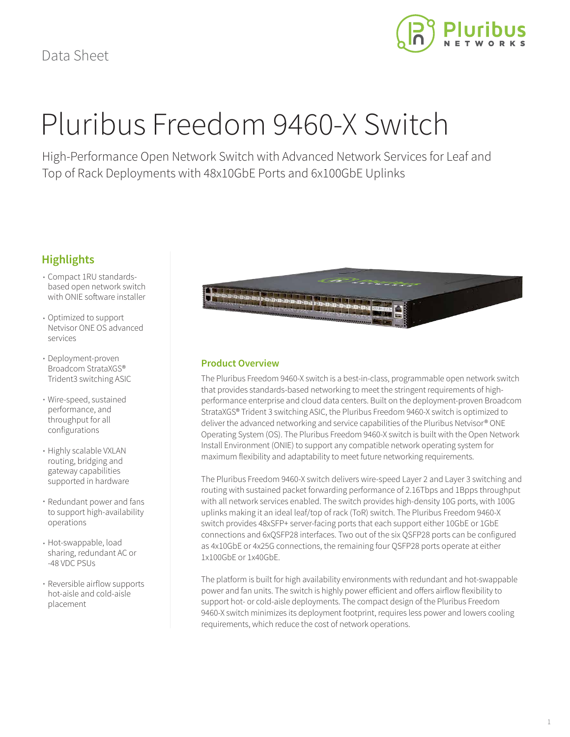Data Sheet

# Pluribus Freedom 9460-X Switch

High-Performance Open Network Switch with Advanced Network Services for Leaf and Top of Rack Deployments with 48x10GbE Ports and 6x100GbE Uplinks

## Highlights

- Compact 1RU standards-based open network switch with ONIE software installer
- Optimized to support Netvisor ONE OS advanced services
- Deployment-proven Broadcom StrataXGS® Trident3 switching ASIC
- Wire-speed, sustained performance, and throughput for all configurations
- Highly scalable VXLAN routing, bridging and gateway capabilities supported in hardware
- Redundant power and fans to support high-availability operations
- Hot-swappable, load sharing, redundant AC or -48 VDC PSUs
- Reversible airflow supports hot-aisle and cold-aisle placement

## Product Overview

The Pluribus Freedom 9460-X switch is a best-in-class, programmable open network switch that provides standards-based networking to meet the stringent requirements of high-performance enterprise and cloud data centers. Built on the deployment-proven Broadcom StrataXGS® Trident 3 switching ASIC, the Pluribus Freedom 9460-X switch is optimized to deliver the advanced networking and service capabilities of the Pluribus Netvisor® ONE Operating System (OS). The Pluribus Freedom 9460-X switch is built with the Open Network Install Environment (ONIE) to support any compatible network operating system for maximum flexibility and adaptability to meet future networking requirements.

The Pluribus Freedom 9460-X switch delivers wire-speed Layer 2 and Layer 3 switching and routing with sustained packet forwarding performance of 2.16Tbps and 1Bpps throughput with all network services enabled. The switch provides high-density 10G ports, with 100G uplinks making it an ideal leaf/top of rack (ToR) switch. The Pluribus Freedom 9460-X switch provides 48xSFP+ server-facing ports that each support either 10GbE or 1GbE connections and 6xQSFP28 interfaces. Two out of the six QSFP28 ports can be configured as 4x10GbE or 4x25G connections, the remaining four QSFP28 ports operate at either 1x100GbE or 1x40GbE.

The platform is built for high availability environments with redundant and hot-swappable power and fan units. The switch is highly power efficient and offers airflow flexibility to support hot- or cold-aisle deployments. The compact design of the Pluribus Freedom 9460-X switch minimizes its deployment footprint, requires less power and lowers cooling requirements, which reduce the cost of network operations.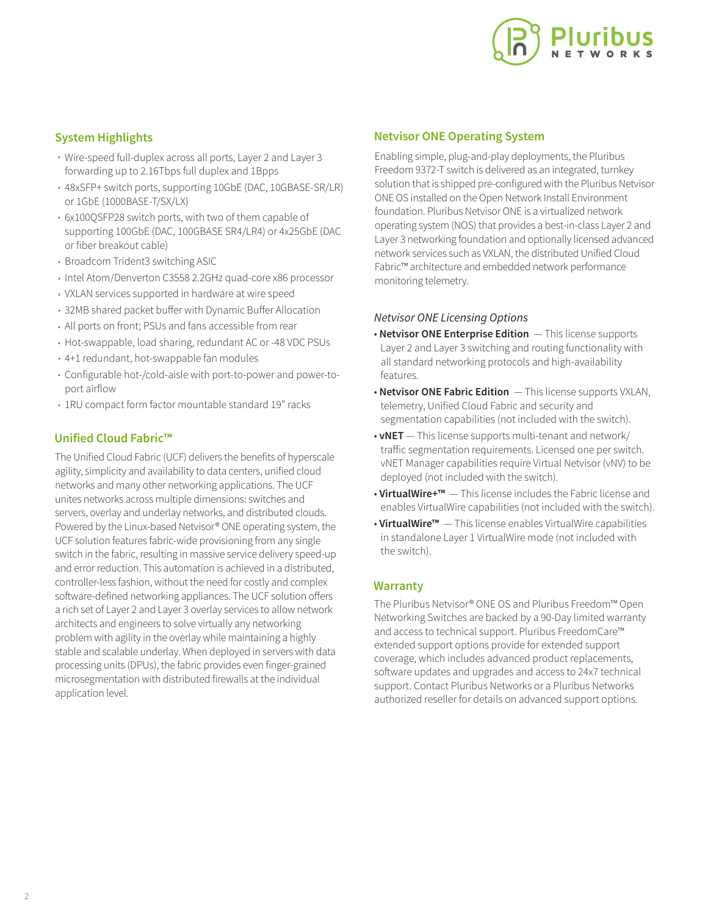## System Highlights

- Wire-speed full-duplex across all ports, Layer 2 and Layer 3 forwarding up to 2.16Tbps full duplex and 1Bpps
- 48xSFP+ switch ports, supporting 10GbE (DAC, 10GBASE-SR/LR) or 1GbE (1000BASE-T/SX/LX)
- 6x100QSFP28 switch ports, with two of them capable of supporting 100GbE (DAC, 100GBASE SR4/LR4) or 4x25GbE (DAC or fiber breakout cable)
- Broadcom Trident3 switching ASIC
- Intel Atom/Denverton C3558 2.2GHz quad-core x86 processor
- VXLAN services supported in hardware at wire speed
- 32MB shared packet buffer with Dynamic Buffer Allocation
- All ports on front; PSUs and fans accessible from rear
- Hot-swappable, load sharing, redundant AC or -48 VDC PSUs
- 4+1 redundant, hot-swappable fan modules
- Configurable hot-/cold-aisle with port-to-power and power-to-port airflow
- 1RU compact form factor mountable standard 19" racks

## Unified Cloud Fabric™

The Unified Cloud Fabric (UCF) delivers the benefits of hyperscale agility, simplicity and availability to data centers, unified cloud networks and many other networking applications. The UCF unites networks across multiple dimensions: switches and servers, overlay and underlay networks, and distributed clouds. Powered by the Linux-based Netvisor® ONE operating system, the UCF solution features fabric-wide provisioning from any single switch in the fabric, resulting in massive service delivery speed-up and error reduction. This automation is achieved in a distributed, controller-less fashion, without the need for costly and complex software-defined networking appliances. The UCF solution offers a rich set of Layer 2 and Layer 3 overlay services to allow network architects and engineers to solve virtually any networking problem with agility in the overlay while maintaining a highly stable and scalable underlay. When deployed in servers with data processing units (DPUs), the fabric provides even finger-grained microsegmentation with distributed firewalls at the individual application level.

## Netvisor ONE Operating System

Enabling simple, plug-and-play deployments, the Pluribus Freedom 9372-T switch is delivered as an integrated, turnkey solution that is shipped pre-configured with the Pluribus Netvisor ONE OS installed on the Open Network Install Environment foundation. Pluribus Netvisor ONE is a virtualized network operating system (NOS) that provides a best-in-class Layer 2 and Layer 3 networking foundation and optionally licensed advanced network services such as VXLAN, the distributed Unified Cloud Fabric™ architecture and embedded network performance monitoring telemetry.

*Netvisor ONE Licensing Options*

- **Netvisor ONE Enterprise Edition** — This license supports Layer 2 and Layer 3 switching and routing functionality with all standard networking protocols and high-availability features.
- **Netvisor ONE Fabric Edition** — This license supports VXLAN, telemetry, Unified Cloud Fabric and security and segmentation capabilities (not included with the switch).
- **vNET** — This license supports multi-tenant and network/traffic segmentation requirements. Licensed one per switch. vNET Manager capabilities require Virtual Netvisor (vNV) to be deployed (not included with the switch).
- **VirtualWire+™** — This license includes the Fabric license and enables VirtualWire capabilities (not included with the switch).
- **VirtualWire™** — This license enables VirtualWire capabilities in standalone Layer 1 VirtualWire mode (not included with the switch).

## Warranty

The Pluribus Netvisor® ONE OS and Pluribus Freedom™ Open Networking Switches are backed by a 90-Day limited warranty and access to technical support. Pluribus FreedomCare™ extended support options provide for extended support coverage, which includes advanced product replacements, software updates and upgrades and access to 24x7 technical support. Contact Pluribus Networks or a Pluribus Networks authorized reseller for details on advanced support options.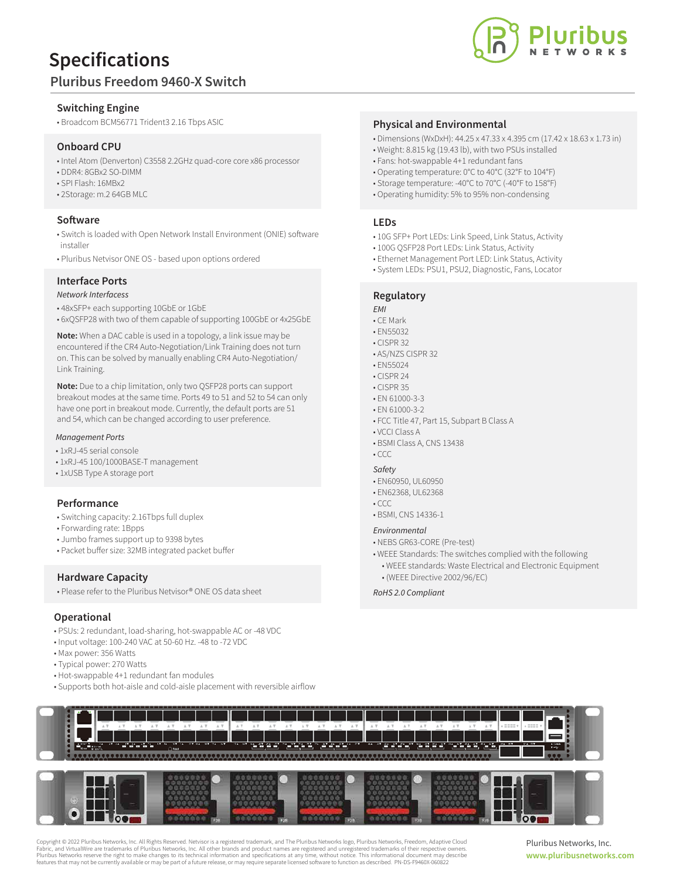# Specifications

## Pluribus Freedom 9460-X Switch

### Switching Engine

- Broadcom BCM56771 Trident3 2.16 Tbps ASIC

### Onboard CPU

- Intel Atom (Denverton) C3558 2.2GHz quad-core core x86 processor
- DDR4: 8GBx2 SO-DIMM
- SPI Flash: 16MBx2
- 2Storage: m.2 64GB MLC

### Software

- Switch is loaded with Open Network Install Environment (ONIE) software installer
- Pluribus Netvisor ONE OS - based upon options ordered

### Interface Ports

*Network Interfaces*

- 48xSFP+ each supporting 10GbE or 1GbE
- 6xQSFP28 with two of them capable of supporting 100GbE or 4x25GbE

**Note:** When a DAC cable is used in a topology, a link issue may be encountered if the CR4 Auto-Negotiation/Link Training does not turn on. This can be solved by manually enabling CR4 Auto-Negotiation/Link Training.

**Note:** Due to a chip limitation, only two QSFP28 ports can support breakout modes at the same time. Ports 49 to 51 and 52 to 54 can only have one port in breakout mode. Currently, the default ports are 51 and 54, which can be changed according to user preference.

*Management Ports*

- 1xRJ-45 serial console
- 1xRJ-45 100/1000BASE-T management
- 1xUSB Type A storage port

### Performance

- Switching capacity: 2.16Tbps full duplex
- Forwarding rate: 1Bpps
- Jumbo frames support up to 9398 bytes
- Packet buffer size: 32MB integrated packet buffer

### Hardware Capacity

- Please refer to the Pluribus Netvisor® ONE OS data sheet

### Operational

- PSUs: 2 redundant, load-sharing, hot-swappable AC or -48 VDC
- Input voltage: 100-240 VAC at 50-60 Hz. -48 to -72 VDC
- Max power: 356 Watts
- Typical power: 270 Watts
- Hot-swappable 4+1 redundant fan modules
- Supports both hot-aisle and cold-aisle placement with reversible airflow

### Physical and Environmental

- Dimensions (WxDxH): 44.25 x 47.33 x 4.395 cm (17.42 x 18.63 x 1.73 in)
- Weight: 8.815 kg (19.43 lb), with two PSUs installed
- Fans: hot-swappable 4+1 redundant fans
- Operating temperature: 0°C to 40°C (32°F to 104°F)
- Storage temperature: -40°C to 70°C (-40°F to 158°F)
- Operating humidity: 5% to 95% non-condensing

### LEDs

- 10G SFP+ Port LEDs: Link Speed, Link Status, Activity
- 100G QSFP28 Port LEDs: Link Status, Activity
- Ethernet Management Port LED: Link Status, Activity
- System LEDs: PSU1, PSU2, Diagnostic, Fans, Locator

### Regulatory

*EMI*

- CE Mark
- EN55032
- CISPR 32
- AS/NZS CISPR 32
- EN55024
- CISPR 24
- CISPR 35
- EN 61000-3-3
- EN 61000-3-2
- FCC Title 47, Part 15, Subpart B Class A
- VCCI Class A
- BSMI Class A, CNS 13438
- CCC

*Safety*

- EN60950, UL60950
- EN62368, UL62368
- CCC
- BSMI, CNS 14336-1

*Environmental*

- NEBS GR63-CORE (Pre-test)
- WEEE Standards: The switches complied with the following
  - WEEE standards: Waste Electrical and Electronic Equipment
  - (WEEE Directive 2002/96/EC)

*RoHS 2.0 Compliant*

Copyright © 2022 Pluribus Networks, Inc. All Rights Reserved. Netvisor is a registered trademark, and The Pluribus Networks logo, Pluribus Networks, Freedom, Adaptive Cloud Fabric, and VirtualWire are trademarks of Pluribus Networks, Inc. All other brands and product names are registered and unregistered trademarks of their respective owners. Pluribus Networks reserve the right to make changes to its technical information and specifications at any time, without notice. This informational document may describe features that may not be currently available or may be part of a future release, or may require separate licensed software to function as described. PN-DS-F9460X-060822

Pluribus Networks, Inc.
www.pluribusnetworks.com